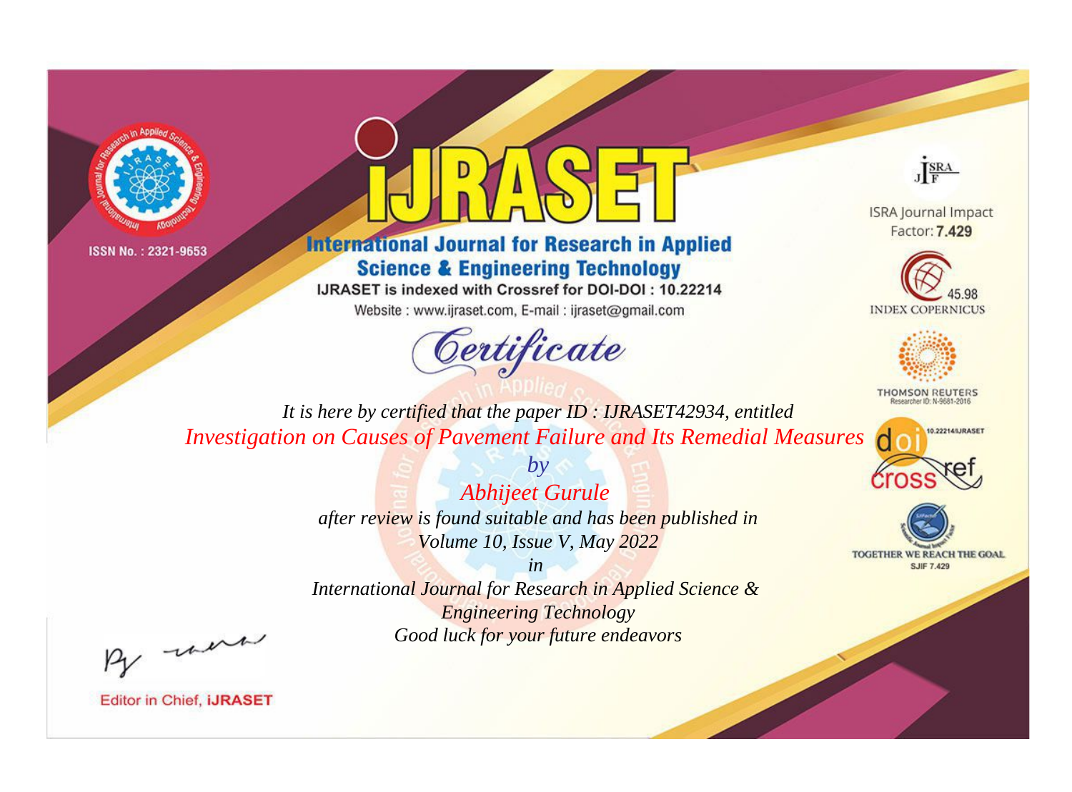ISSN No. : 2321-9653

# IJRASET

## International Journal for Research in Applied Science & Engineering Technology

IJRASET is indexed with Crossref for DOI-DOI : 10.22214

Website : www.ijraset.com, E-mail : ijraset@gmail.com

ISRA Journal Impact Factor: **7.429**

45.98 INDEX COPERNICUS

THOMSON REUTERS Researcher ID: N-9681-2016

10.22214/IJRASET

TOGETHER WE REACH THE GOAL SJIF 7.429

# *Certificate*

*It is here by certified that the paper ID : IJRASET42934, entitled*

*Investigation on Causes of Pavement Failure and Its Remedial Measures*

*by*

*Abhijeet Gurule*

*after review is found suitable and has been published in*

*Volume 10, Issue V, May 2022*

*in*

*International Journal for Research in Applied Science & Engineering Technology*

*Good luck for your future endeavors*

Editor in Chief, **iJRASET**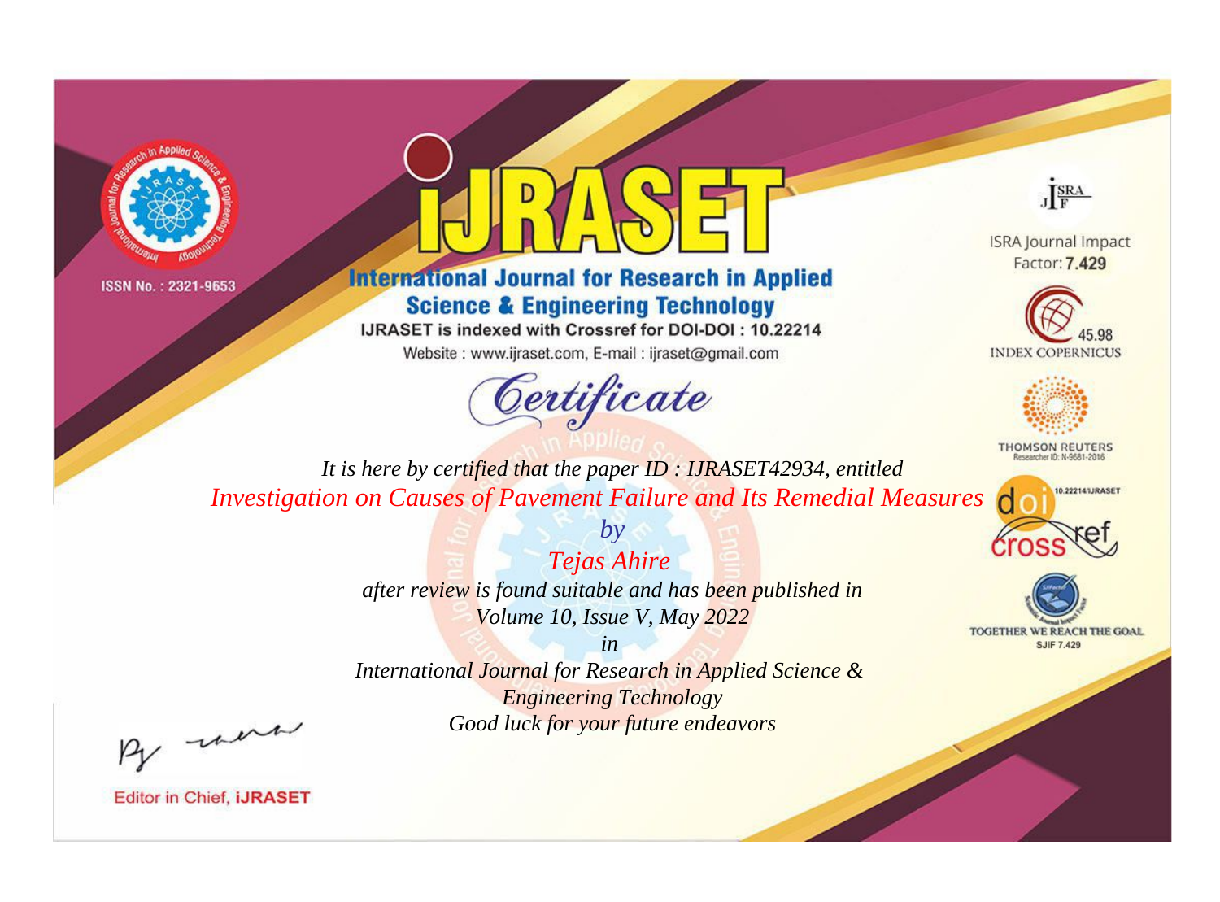ISSN No. : 2321-9653

# iJRASET

## International Journal for Research in Applied Science & Engineering Technology

IJRASET is indexed with Crossref for DOI-DOI : 10.22214

Website : www.ijraset.com, E-mail : ijraset@gmail.com

ISRA Journal Impact Factor: **7.429**

45.98 INDEX COPERNICUS

THOMSON REUTERS Researcher ID: N-9681-2016

10.22214/IJRASET

TOGETHER WE REACH THE GOAL SJIF 7.429

# *Certificate*

*It is here by certified that the paper ID : IJRASET42934, entitled*

*Investigation on Causes of Pavement Failure and Its Remedial Measures*

*by*

*Tejas Ahire*

*after review is found suitable and has been published in*

*Volume 10, Issue V, May 2022*

*in*

*International Journal for Research in Applied Science & Engineering Technology*

*Good luck for your future endeavors*

Editor in Chief, **iJRASET**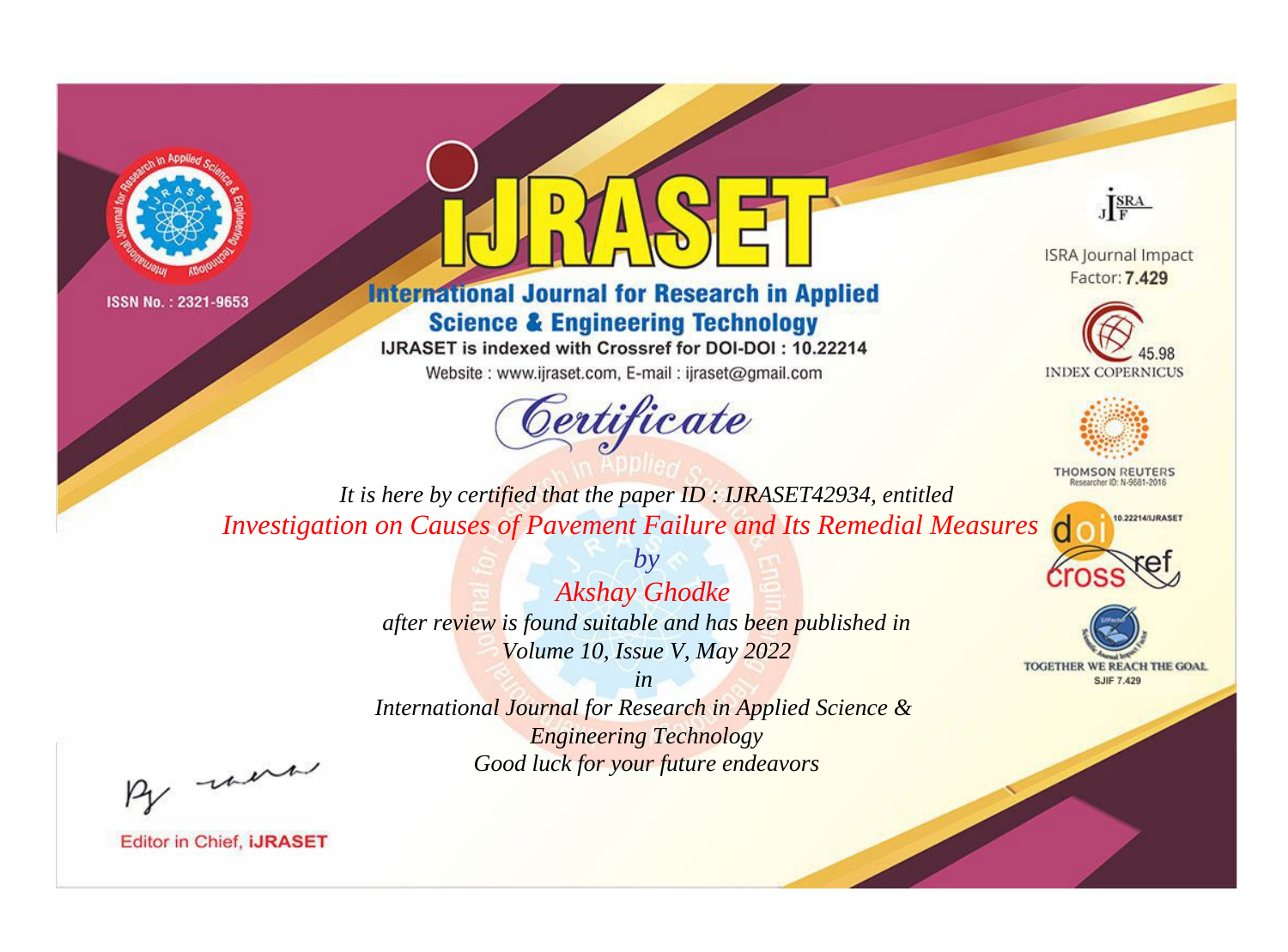ISSN No. : 2321-9653

# iJRASET

## International Journal for Research in Applied Science & Engineering Technology

IJRASET is indexed with Crossref for DOI-DOI : 10.22214

Website : www.ijraset.com, E-mail : ijraset@gmail.com

ISRA Journal Impact Factor: **7.429**

45.98 INDEX COPERNICUS

THOMSON REUTERS Researcher ID: N-9681-2016

10.22214/IJRASET

TOGETHER WE REACH THE GOAL SJIF 7.429

# Certificate

*It is here by certified that the paper ID : IJRASET42934, entitled*

*Investigation on Causes of Pavement Failure and Its Remedial Measures*

*by*

*Akshay Ghodke*

*after review is found suitable and has been published in*

*Volume 10, Issue V, May 2022*

*in*

*International Journal for Research in Applied Science & Engineering Technology*

*Good luck for your future endeavors*

Editor in Chief, **iJRASET**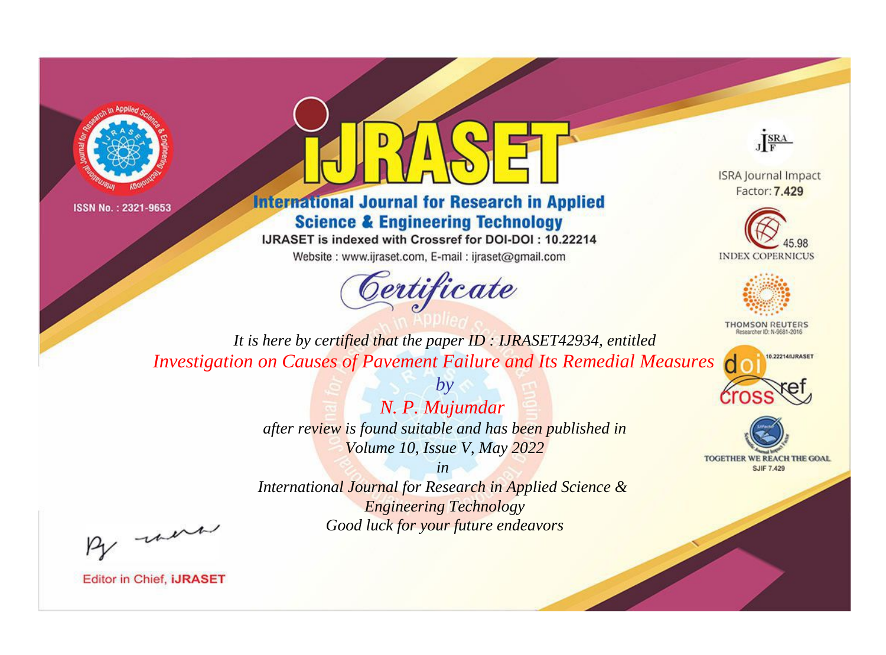ISSN No. : 2321-9653

# International Journal for Research in Applied Science & Engineering Technology

IJRASET is indexed with Crossref for DOI-DOI : 10.22214

Website : www.ijraset.com, E-mail : ijraset@gmail.com

## *Certificate*

*It is here by certified that the paper ID : IJRASET42934, entitled*

*Investigation on Causes of Pavement Failure and Its Remedial Measures*

*by*

*N. P. Mujumdar*

*after review is found suitable and has been published in*

*Volume 10, Issue V, May 2022*

*in*

*International Journal for Research in Applied Science & Engineering Technology*

*Good luck for your future endeavors*

ISRA Journal Impact Factor: **7.429**

45.98 INDEX COPERNICUS

THOMSON REUTERS Researcher ID: N-9681-2016

10.22214/IJRASET

TOGETHER WE REACH THE GOAL SJIF 7.429

Editor in Chief, **iJRASET**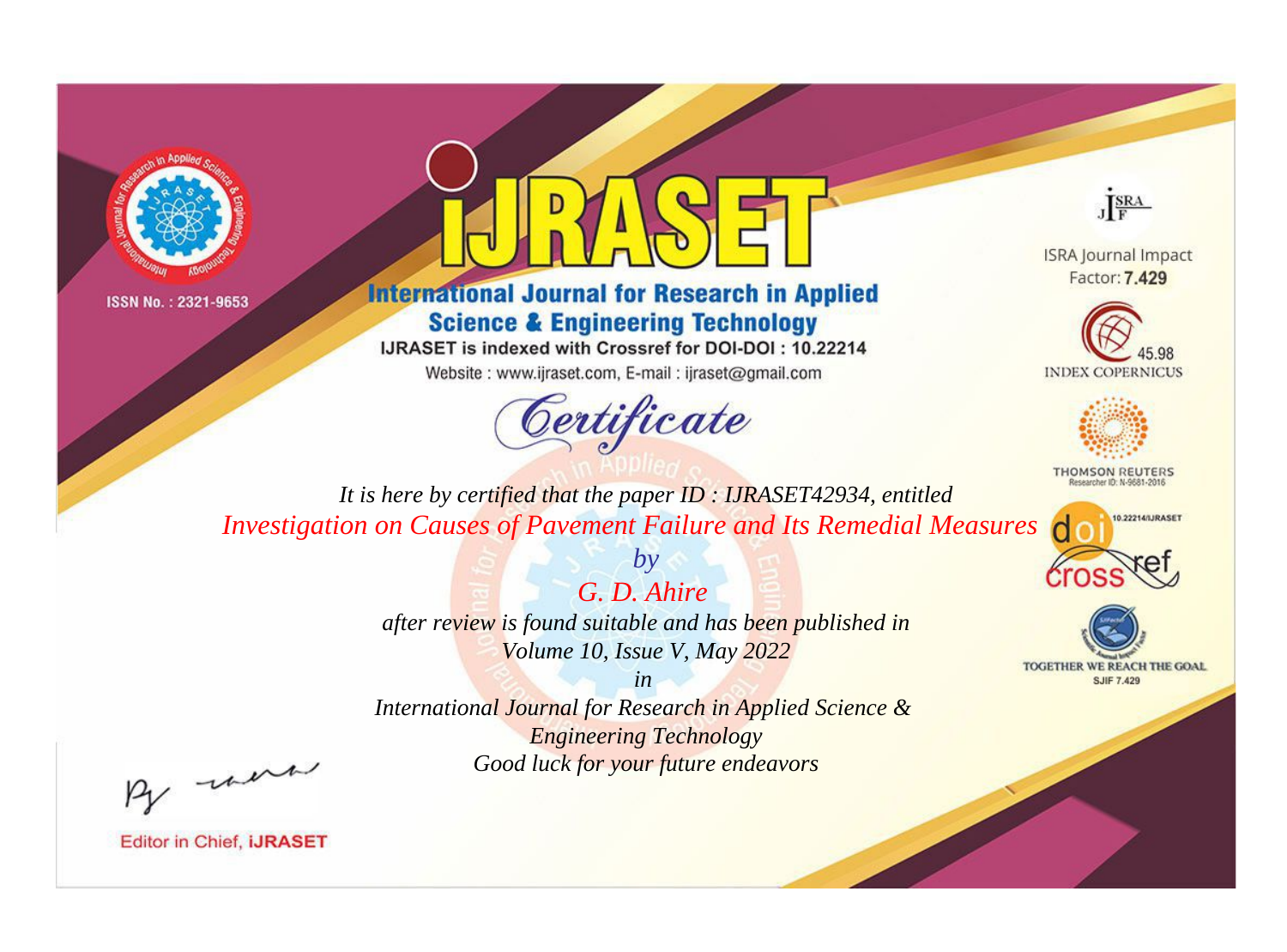ISSN No. : 2321-9653

# iJRASET

## International Journal for Research in Applied Science & Engineering Technology

IJRASET is indexed with Crossref for DOI-DOI : 10.22214

Website : www.ijraset.com, E-mail : ijraset@gmail.com

ISRA Journal Impact Factor: **7.429**

45.98 INDEX COPERNICUS

THOMSON REUTERS Researcher ID: N-9681-2016

10.22214/IJRASET

TOGETHER WE REACH THE GOAL SJIF 7.429

# *Certificate*

*It is here by certified that the paper ID : IJRASET42934, entitled*

*Investigation on Causes of Pavement Failure and Its Remedial Measures*

*by*

*G. D. Ahire*

*after review is found suitable and has been published in*

*Volume 10, Issue V, May 2022*

*in*

*International Journal for Research in Applied Science & Engineering Technology*

*Good luck for your future endeavors*

Editor in Chief, **iJRASET**